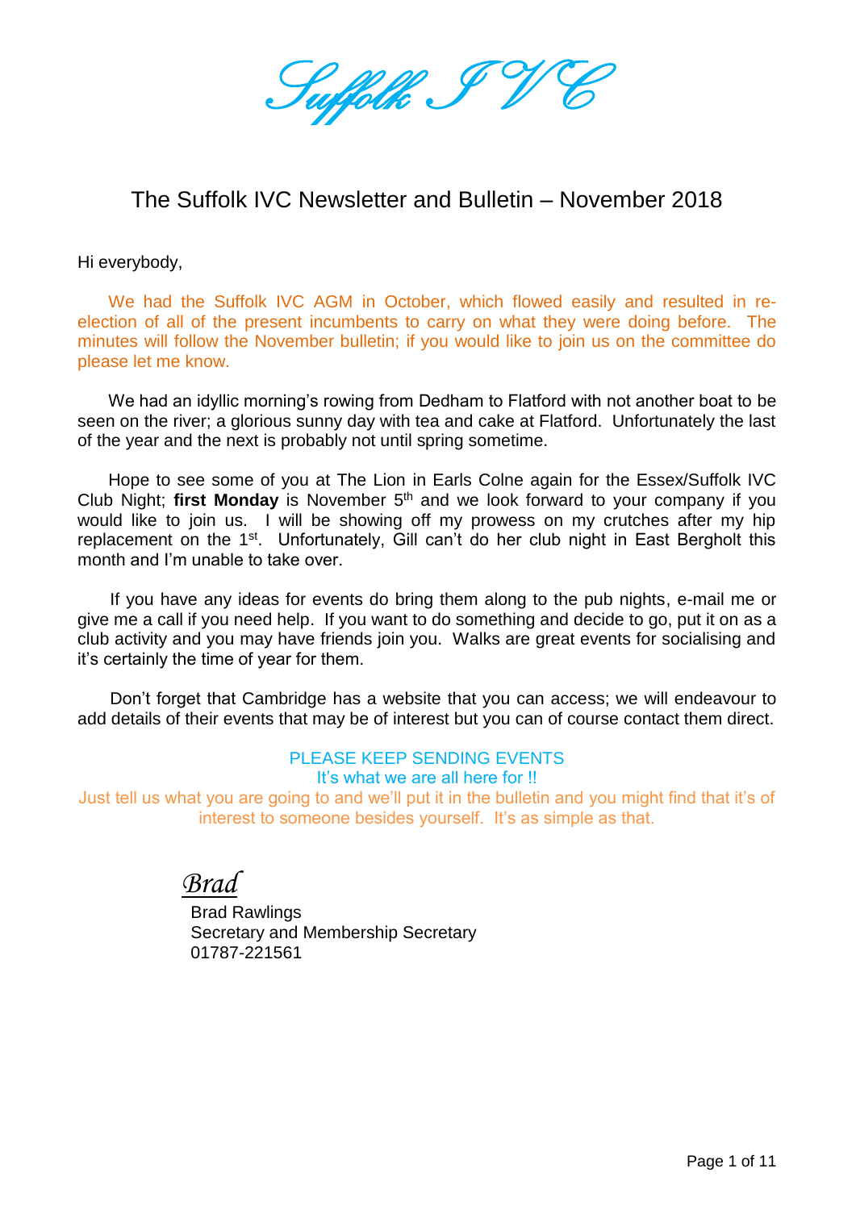# Suffolk IVC

## The Suffolk IVC Newsletter and Bulletin – November 2018

Hi everybody,

We had the Suffolk IVC AGM in October, which flowed easily and resulted in re-election of all of the present incumbents to carry on what they were doing before. The minutes will follow the November bulletin; if you would like to join us on the committee do please let me know.

We had an idyllic morning's rowing from Dedham to Flatford with not another boat to be seen on the river; a glorious sunny day with tea and cake at Flatford. Unfortunately the last of the year and the next is probably not until spring sometime.

Hope to see some of you at The Lion in Earls Colne again for the Essex/Suffolk IVC Club Night; **first Monday** is November 5th and we look forward to your company if you would like to join us. I will be showing off my prowess on my crutches after my hip replacement on the 1st. Unfortunately, Gill can't do her club night in East Bergholt this month and I'm unable to take over.

If you have any ideas for events do bring them along to the pub nights, e-mail me or give me a call if you need help. If you want to do something and decide to go, put it on as a club activity and you may have friends join you. Walks are great events for socialising and it's certainly the time of year for them.

Don't forget that Cambridge has a website that you can access; we will endeavour to add details of their events that may be of interest but you can of course contact them direct.

PLEASE KEEP SENDING EVENTS
It's what we are all here for !!
Just tell us what you are going to and we'll put it in the bulletin and you might find that it's of interest to someone besides yourself. It's as simple as that.

*Brad*

Brad Rawlings
Secretary and Membership Secretary
01787-221561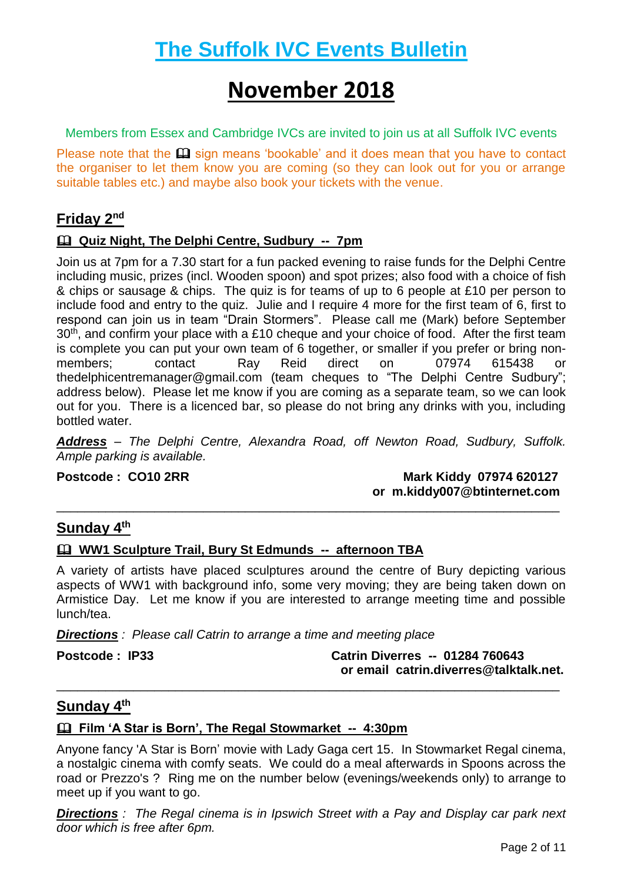# The Suffolk IVC Events Bulletin

# November 2018

Members from Essex and Cambridge IVCs are invited to join us at all Suffolk IVC events

Please note that the 🕮 sign means 'bookable' and it does mean that you have to contact the organiser to let them know you are coming (so they can look out for you or arrange suitable tables etc.) and maybe also book your tickets with the venue.

## Friday 2nd

### 🕮 Quiz Night, The Delphi Centre, Sudbury -- 7pm

Join us at 7pm for a 7.30 start for a fun packed evening to raise funds for the Delphi Centre including music, prizes (incl. Wooden spoon) and spot prizes; also food with a choice of fish & chips or sausage & chips. The quiz is for teams of up to 6 people at £10 per person to include food and entry to the quiz. Julie and I require 4 more for the first team of 6, first to respond can join us in team "Drain Stormers". Please call me (Mark) before September 30th, and confirm your place with a £10 cheque and your choice of food. After the first team is complete you can put your own team of 6 together, or smaller if you prefer or bring non-members; contact Ray Reid direct on 07974 615438 or thedelphicentremanager@gmail.com (team cheques to "The Delphi Centre Sudbury"; address below). Please let me know if you are coming as a separate team, so we can look out for you. There is a licenced bar, so please do not bring any drinks with you, including bottled water.

***Address*** *– The Delphi Centre, Alexandra Road, off Newton Road, Sudbury, Suffolk. Ample parking is available.*

**Postcode : CO10 2RR**

**Mark Kiddy 07974 620127 or m.kiddy007@btinternet.com**

---

## Sunday 4th

### 🕮 WW1 Sculpture Trail, Bury St Edmunds -- afternoon TBA

A variety of artists have placed sculptures around the centre of Bury depicting various aspects of WW1 with background info, some very moving; they are being taken down on Armistice Day. Let me know if you are interested to arrange meeting time and possible lunch/tea.

***Directions*** *: Please call Catrin to arrange a time and meeting place*

**Postcode : IP33**

**Catrin Diverres -- 01284 760643 or email catrin.diverres@talktalk.net.**

---

## Sunday 4th

### 🕮 Film 'A Star is Born', The Regal Stowmarket -- 4:30pm

Anyone fancy 'A Star is Born' movie with Lady Gaga cert 15. In Stowmarket Regal cinema, a nostalgic cinema with comfy seats. We could do a meal afterwards in Spoons across the road or Prezzo's ? Ring me on the number below (evenings/weekends only) to arrange to meet up if you want to go.

***Directions*** *: The Regal cinema is in Ipswich Street with a Pay and Display car park next door which is free after 6pm.*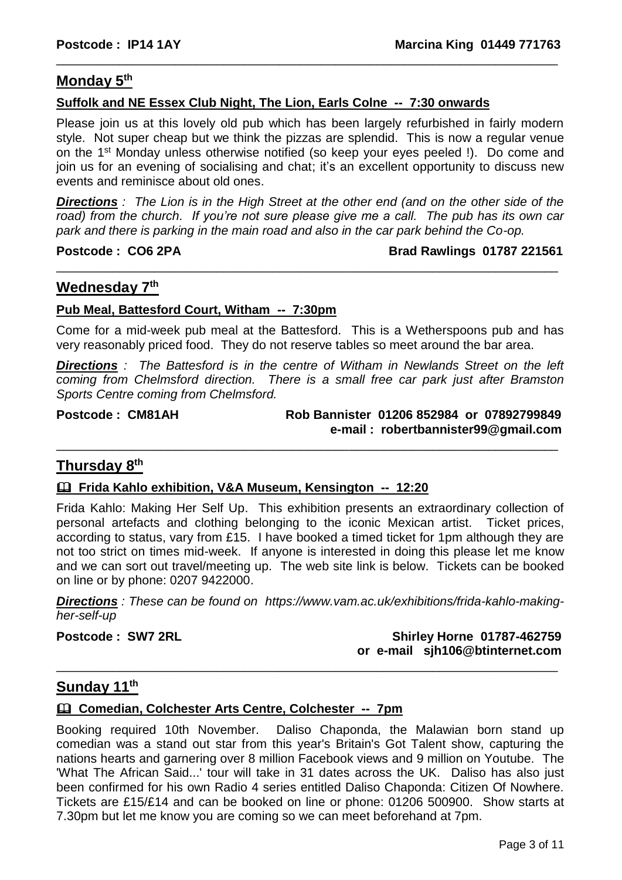**Postcode : IP14 1AY** **Marcina King 01449 771763**

---

## Monday 5th

### Suffolk and NE Essex Club Night, The Lion, Earls Colne -- 7:30 onwards

Please join us at this lovely old pub which has been largely refurbished in fairly modern style. Not super cheap but we think the pizzas are splendid. This is now a regular venue on the 1st Monday unless otherwise notified (so keep your eyes peeled !). Do come and join us for an evening of socialising and chat; it's an excellent opportunity to discuss new events and reminisce about old ones.

***Directions*** *: The Lion is in the High Street at the other end (and on the other side of the road) from the church. If you're not sure please give me a call. The pub has its own car park and there is parking in the main road and also in the car park behind the Co-op.*

**Postcode : CO6 2PA** **Brad Rawlings 01787 221561**

---

## Wednesday 7th

### Pub Meal, Battesford Court, Witham -- 7:30pm

Come for a mid-week pub meal at the Battesford. This is a Wetherspoons pub and has very reasonably priced food. They do not reserve tables so meet around the bar area.

***Directions*** *: The Battesford is in the centre of Witham in Newlands Street on the left coming from Chelmsford direction. There is a small free car park just after Bramston Sports Centre coming from Chelmsford.*

**Postcode : CM81AH** **Rob Bannister 01206 852984 or 07892799849**
**e-mail : robertbannister99@gmail.com**

---

## Thursday 8th

### 🕮 Frida Kahlo exhibition, V&A Museum, Kensington -- 12:20

Frida Kahlo: Making Her Self Up. This exhibition presents an extraordinary collection of personal artefacts and clothing belonging to the iconic Mexican artist. Ticket prices, according to status, vary from £15. I have booked a timed ticket for 1pm although they are not too strict on times mid-week. If anyone is interested in doing this please let me know and we can sort out travel/meeting up. The web site link is below. Tickets can be booked on line or by phone: 0207 9422000.

***Directions*** *: These can be found on https://www.vam.ac.uk/exhibitions/frida-kahlo-making-her-self-up*

**Postcode : SW7 2RL** **Shirley Horne 01787-462759**
**or e-mail sjh106@btinternet.com**

---

## Sunday 11th

### 🕮 Comedian, Colchester Arts Centre, Colchester -- 7pm

Booking required 10th November. Daliso Chaponda, the Malawian born stand up comedian was a stand out star from this year's Britain's Got Talent show, capturing the nations hearts and garnering over 8 million Facebook views and 9 million on Youtube. The 'What The African Said...' tour will take in 31 dates across the UK. Daliso has also just been confirmed for his own Radio 4 series entitled Daliso Chaponda: Citizen Of Nowhere. Tickets are £15/£14 and can be booked on line or phone: 01206 500900. Show starts at 7.30pm but let me know you are coming so we can meet beforehand at 7pm.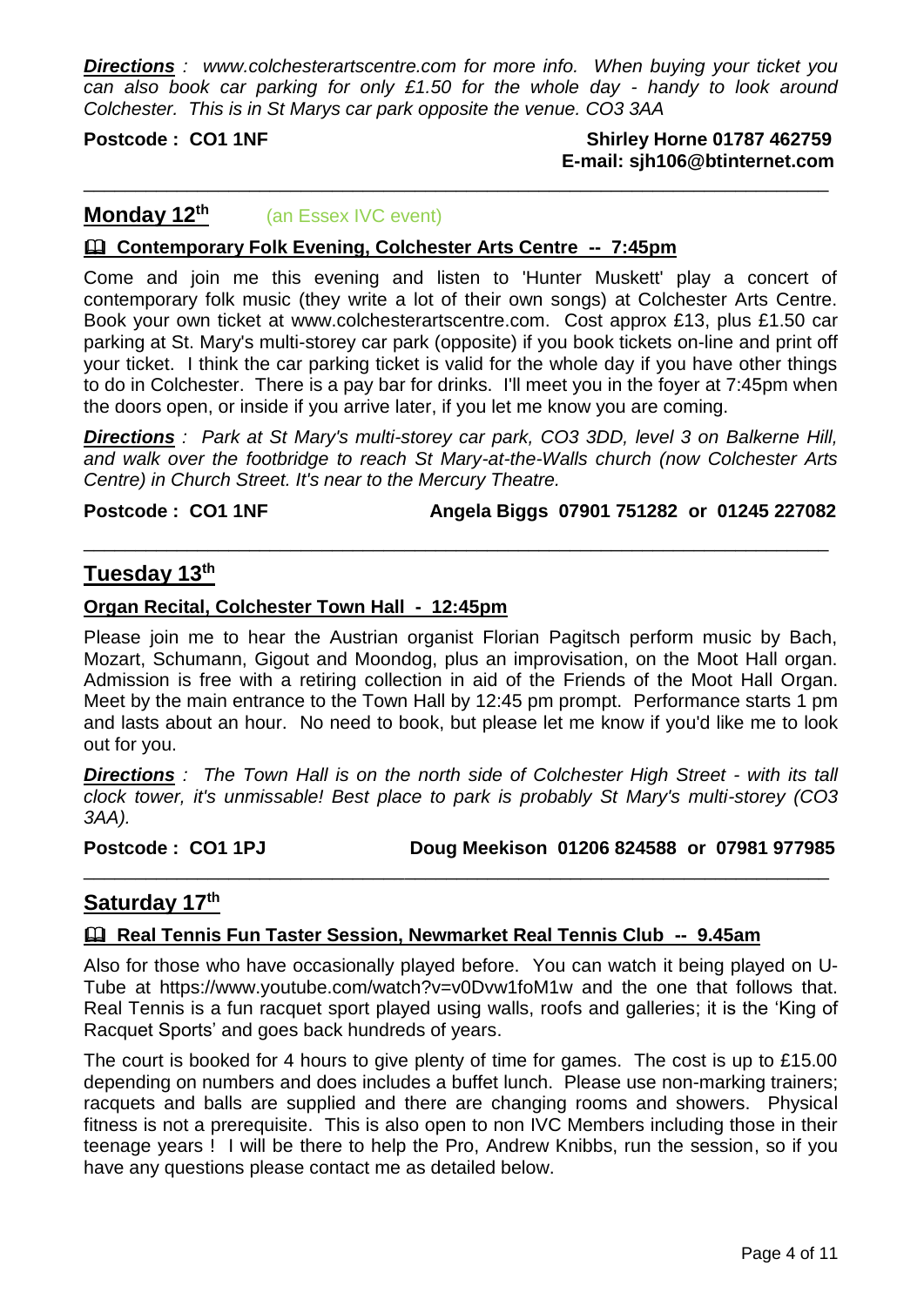***Directions*** *: www.colchesterartscentre.com for more info. When buying your ticket you can also book car parking for only £1.50 for the whole day - handy to look around Colchester. This is in St Marys car park opposite the venue. CO3 3AA*

**Postcode : CO1 1NF** **Shirley Horne 01787 462759**
**E-mail: sjh106@btinternet.com**

---

## Monday 12th (an Essex IVC event)

### 🕮 Contemporary Folk Evening, Colchester Arts Centre -- 7:45pm

Come and join me this evening and listen to 'Hunter Muskett' play a concert of contemporary folk music (they write a lot of their own songs) at Colchester Arts Centre. Book your own ticket at www.colchesterartscentre.com. Cost approx £13, plus £1.50 car parking at St. Mary's multi-storey car park (opposite) if you book tickets on-line and print off your ticket. I think the car parking ticket is valid for the whole day if you have other things to do in Colchester. There is a pay bar for drinks. I'll meet you in the foyer at 7:45pm when the doors open, or inside if you arrive later, if you let me know you are coming.

***Directions*** *: Park at St Mary's multi-storey car park, CO3 3DD, level 3 on Balkerne Hill, and walk over the footbridge to reach St Mary-at-the-Walls church (now Colchester Arts Centre) in Church Street. It's near to the Mercury Theatre.*

**Postcode : CO1 1NF** **Angela Biggs 07901 751282 or 01245 227082**

---

## Tuesday 13th

### Organ Recital, Colchester Town Hall - 12:45pm

Please join me to hear the Austrian organist Florian Pagitsch perform music by Bach, Mozart, Schumann, Gigout and Moondog, plus an improvisation, on the Moot Hall organ. Admission is free with a retiring collection in aid of the Friends of the Moot Hall Organ. Meet by the main entrance to the Town Hall by 12:45 pm prompt. Performance starts 1 pm and lasts about an hour. No need to book, but please let me know if you'd like me to look out for you.

***Directions*** *: The Town Hall is on the north side of Colchester High Street - with its tall clock tower, it's unmissable! Best place to park is probably St Mary's multi-storey (CO3 3AA).*

**Postcode : CO1 1PJ** **Doug Meekison 01206 824588 or 07981 977985**

---

## Saturday 17th

### 🕮 Real Tennis Fun Taster Session, Newmarket Real Tennis Club -- 9.45am

Also for those who have occasionally played before. You can watch it being played on U-Tube at https://www.youtube.com/watch?v=v0Dvw1foM1w and the one that follows that. Real Tennis is a fun racquet sport played using walls, roofs and galleries; it is the 'King of Racquet Sports' and goes back hundreds of years.

The court is booked for 4 hours to give plenty of time for games. The cost is up to £15.00 depending on numbers and does includes a buffet lunch. Please use non-marking trainers; racquets and balls are supplied and there are changing rooms and showers. Physical fitness is not a prerequisite. This is also open to non IVC Members including those in their teenage years ! I will be there to help the Pro, Andrew Knibbs, run the session, so if you have any questions please contact me as detailed below.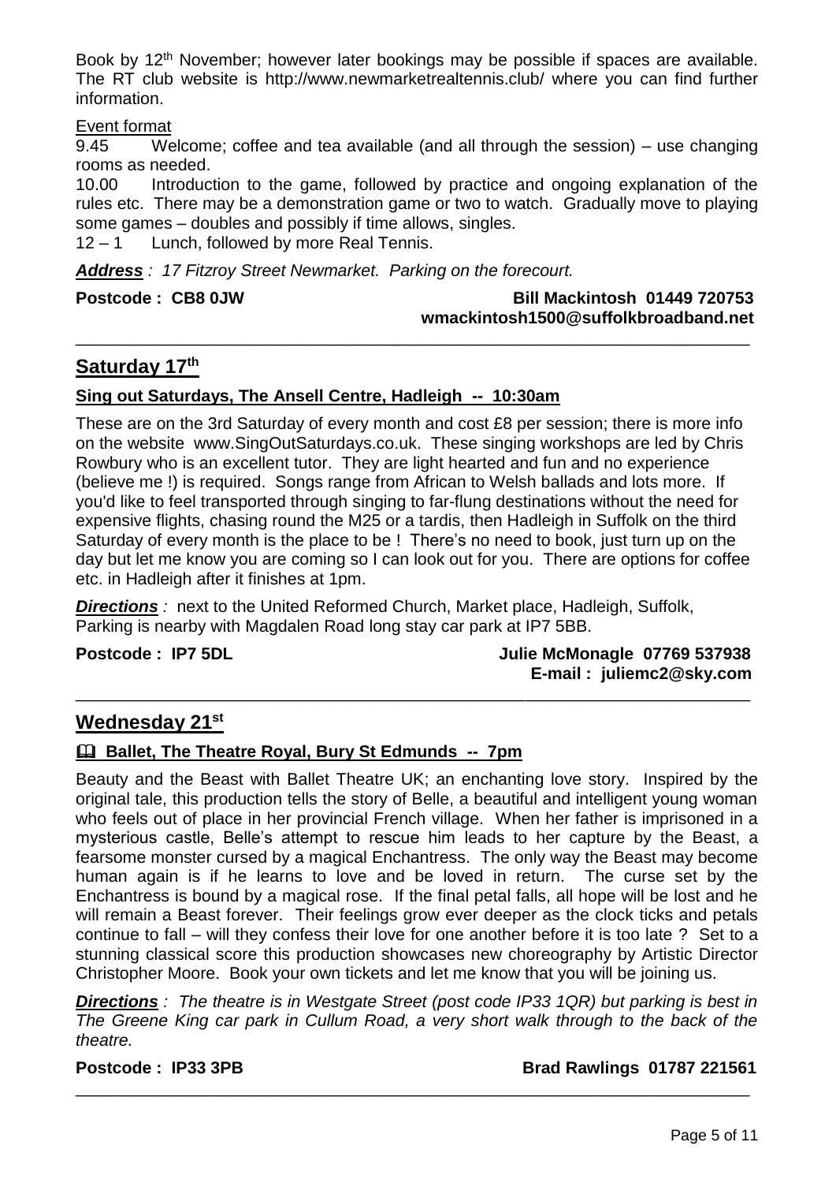Book by 12th November; however later bookings may be possible if spaces are available. The RT club website is http://www.newmarketrealtennis.club/ where you can find further information.

Event format

9.45 Welcome; coffee and tea available (and all through the session) – use changing rooms as needed.

10.00 Introduction to the game, followed by practice and ongoing explanation of the rules etc. There may be a demonstration game or two to watch. Gradually move to playing some games – doubles and possibly if time allows, singles.

12 – 1 Lunch, followed by more Real Tennis.

***Address*** *: 17 Fitzroy Street Newmarket. Parking on the forecourt.*

**Postcode : CB8 0JW** **Bill Mackintosh 01449 720753 wmackintosh1500@suffolkbroadband.net**

---

## Saturday 17th

### Sing out Saturdays, The Ansell Centre, Hadleigh -- 10:30am

These are on the 3rd Saturday of every month and cost £8 per session; there is more info on the website www.SingOutSaturdays.co.uk. These singing workshops are led by Chris Rowbury who is an excellent tutor. They are light hearted and fun and no experience (believe me !) is required. Songs range from African to Welsh ballads and lots more. If you'd like to feel transported through singing to far-flung destinations without the need for expensive flights, chasing round the M25 or a tardis, then Hadleigh in Suffolk on the third Saturday of every month is the place to be ! There's no need to book, just turn up on the day but let me know you are coming so I can look out for you. There are options for coffee etc. in Hadleigh after it finishes at 1pm.

***Directions*** *:* next to the United Reformed Church, Market place, Hadleigh, Suffolk, Parking is nearby with Magdalen Road long stay car park at IP7 5BB.

**Postcode : IP7 5DL** **Julie McMonagle 07769 537938 E-mail : juliemc2@sky.com**

---

## Wednesday 21st

### 🕮 Ballet, The Theatre Royal, Bury St Edmunds -- 7pm

Beauty and the Beast with Ballet Theatre UK; an enchanting love story. Inspired by the original tale, this production tells the story of Belle, a beautiful and intelligent young woman who feels out of place in her provincial French village. When her father is imprisoned in a mysterious castle, Belle's attempt to rescue him leads to her capture by the Beast, a fearsome monster cursed by a magical Enchantress. The only way the Beast may become human again is if he learns to love and be loved in return. The curse set by the Enchantress is bound by a magical rose. If the final petal falls, all hope will be lost and he will remain a Beast forever. Their feelings grow ever deeper as the clock ticks and petals continue to fall – will they confess their love for one another before it is too late ? Set to a stunning classical score this production showcases new choreography by Artistic Director Christopher Moore. Book your own tickets and let me know that you will be joining us.

***Directions*** *: The theatre is in Westgate Street (post code IP33 1QR) but parking is best in The Greene King car park in Cullum Road, a very short walk through to the back of the theatre.*

**Postcode : IP33 3PB** **Brad Rawlings 01787 221561**

---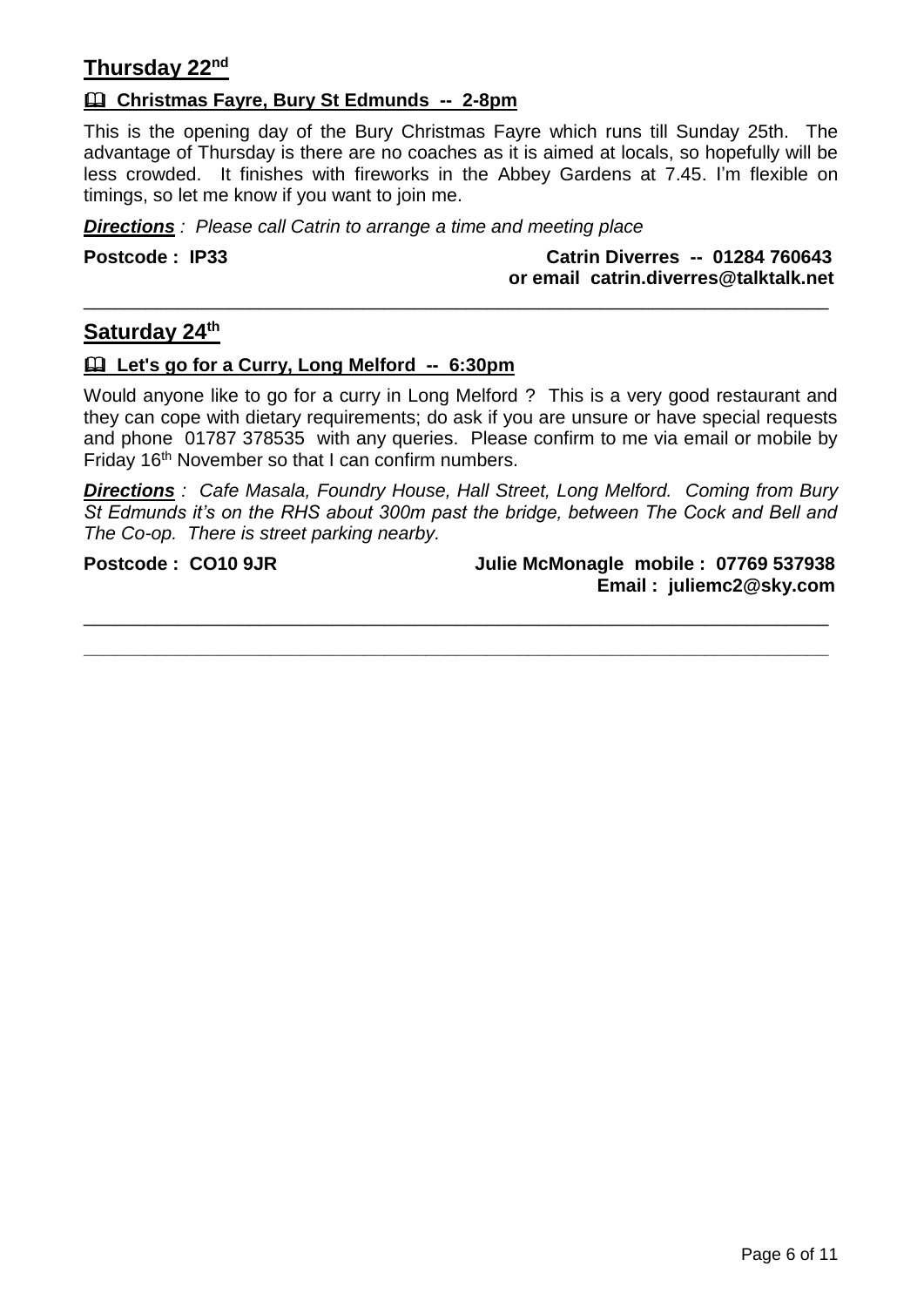## Thursday 22nd

### 🕮 Christmas Fayre, Bury St Edmunds -- 2-8pm

This is the opening day of the Bury Christmas Fayre which runs till Sunday 25th. The advantage of Thursday is there are no coaches as it is aimed at locals, so hopefully will be less crowded. It finishes with fireworks in the Abbey Gardens at 7.45. I'm flexible on timings, so let me know if you want to join me.

***Directions*** *: Please call Catrin to arrange a time and meeting place*

**Postcode : IP33** **Catrin Diverres -- 01284 760643 or email catrin.diverres@talktalk.net**

---

## Saturday 24th

### 🕮 Let's go for a Curry, Long Melford -- 6:30pm

Would anyone like to go for a curry in Long Melford ? This is a very good restaurant and they can cope with dietary requirements; do ask if you are unsure or have special requests and phone 01787 378535 with any queries. Please confirm to me via email or mobile by Friday 16th November so that I can confirm numbers.

***Directions*** *: Cafe Masala, Foundry House, Hall Street, Long Melford. Coming from Bury St Edmunds it's on the RHS about 300m past the bridge, between The Cock and Bell and The Co-op. There is street parking nearby.*

**Postcode : CO10 9JR** **Julie McMonagle mobile : 07769 537938 Email : juliemc2@sky.com**

---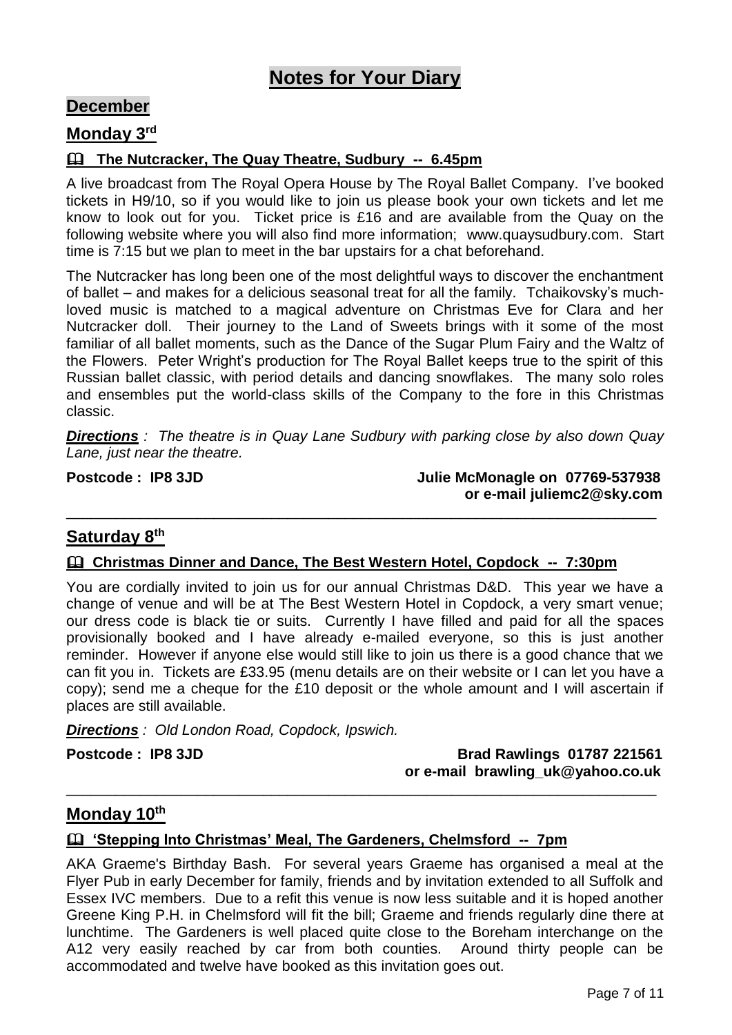# Notes for Your Diary

## December

### Monday 3rd

**🕮 The Nutcracker, The Quay Theatre, Sudbury -- 6.45pm**

A live broadcast from The Royal Opera House by The Royal Ballet Company. I've booked tickets in H9/10, so if you would like to join us please book your own tickets and let me know to look out for you. Ticket price is £16 and are available from the Quay on the following website where you will also find more information; www.quaysudbury.com. Start time is 7:15 but we plan to meet in the bar upstairs for a chat beforehand.

The Nutcracker has long been one of the most delightful ways to discover the enchantment of ballet – and makes for a delicious seasonal treat for all the family. Tchaikovsky's much-loved music is matched to a magical adventure on Christmas Eve for Clara and her Nutcracker doll. Their journey to the Land of Sweets brings with it some of the most familiar of all ballet moments, such as the Dance of the Sugar Plum Fairy and the Waltz of the Flowers. Peter Wright's production for The Royal Ballet keeps true to the spirit of this Russian ballet classic, with period details and dancing snowflakes. The many solo roles and ensembles put the world-class skills of the Company to the fore in this Christmas classic.

***Directions*** *: The theatre is in Quay Lane Sudbury with parking close by also down Quay Lane, just near the theatre.*

**Postcode : IP8 3JD**

**Julie McMonagle on 07769-537938 or e-mail juliemc2@sky.com**

---

### Saturday 8th

**🕮 Christmas Dinner and Dance, The Best Western Hotel, Copdock -- 7:30pm**

You are cordially invited to join us for our annual Christmas D&D. This year we have a change of venue and will be at The Best Western Hotel in Copdock, a very smart venue; our dress code is black tie or suits. Currently I have filled and paid for all the spaces provisionally booked and I have already e-mailed everyone, so this is just another reminder. However if anyone else would still like to join us there is a good chance that we can fit you in. Tickets are £33.95 (menu details are on their website or I can let you have a copy); send me a cheque for the £10 deposit or the whole amount and I will ascertain if places are still available.

***Directions*** *: Old London Road, Copdock, Ipswich.*

**Postcode : IP8 3JD**

**Brad Rawlings 01787 221561 or e-mail brawling_uk@yahoo.co.uk**

---

### Monday 10th

**🕮 'Stepping Into Christmas' Meal, The Gardeners, Chelmsford -- 7pm**

AKA Graeme's Birthday Bash. For several years Graeme has organised a meal at the Flyer Pub in early December for family, friends and by invitation extended to all Suffolk and Essex IVC members. Due to a refit this venue is now less suitable and it is hoped another Greene King P.H. in Chelmsford will fit the bill; Graeme and friends regularly dine there at lunchtime. The Gardeners is well placed quite close to the Boreham interchange on the A12 very easily reached by car from both counties. Around thirty people can be accommodated and twelve have booked as this invitation goes out.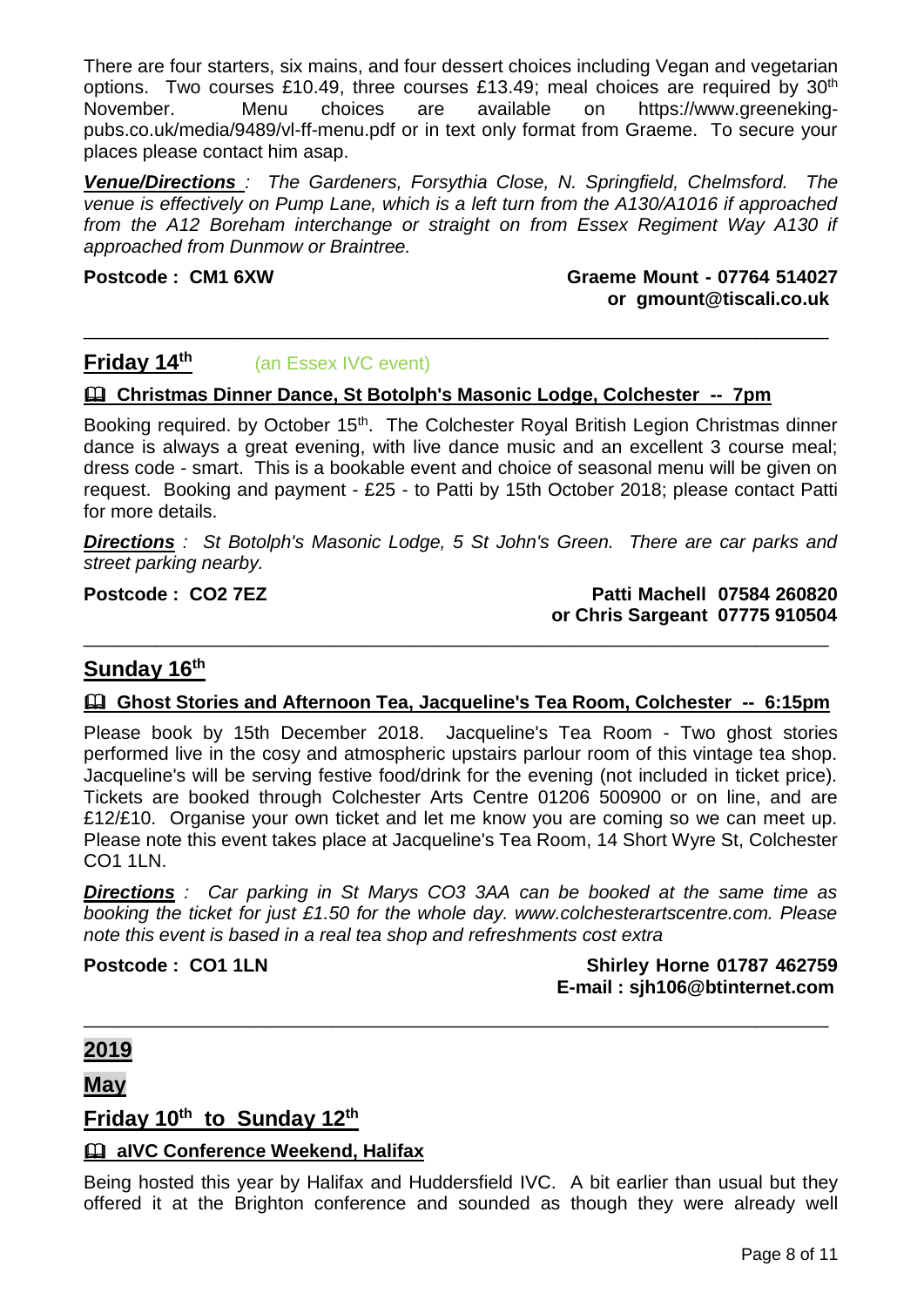There are four starters, six mains, and four dessert choices including Vegan and vegetarian options. Two courses £10.49, three courses £13.49; meal choices are required by 30th November. Menu choices are available on https://www.greeneking-pubs.co.uk/media/9489/vl-ff-menu.pdf or in text only format from Graeme. To secure your places please contact him asap.

***Venue/Directions** : The Gardeners, Forsythia Close, N. Springfield, Chelmsford. The venue is effectively on Pump Lane, which is a left turn from the A130/A1016 if approached from the A12 Boreham interchange or straight on from Essex Regiment Way A130 if approached from Dunmow or Braintree.*

**Postcode : CM1 6XW** **Graeme Mount - 07764 514027 or gmount@tiscali.co.uk**

---

## Friday 14th (an Essex IVC event)

### 🕮 Christmas Dinner Dance, St Botolph's Masonic Lodge, Colchester -- 7pm

Booking required. by October 15th. The Colchester Royal British Legion Christmas dinner dance is always a great evening, with live dance music and an excellent 3 course meal; dress code - smart. This is a bookable event and choice of seasonal menu will be given on request. Booking and payment - £25 - to Patti by 15th October 2018; please contact Patti for more details.

***Directions** : St Botolph's Masonic Lodge, 5 St John's Green. There are car parks and street parking nearby.*

**Postcode : CO2 7EZ** **Patti Machell 07584 260820 or Chris Sargeant 07775 910504**

---

## Sunday 16th

### 🕮 Ghost Stories and Afternoon Tea, Jacqueline's Tea Room, Colchester -- 6:15pm

Please book by 15th December 2018. Jacqueline's Tea Room - Two ghost stories performed live in the cosy and atmospheric upstairs parlour room of this vintage tea shop. Jacqueline's will be serving festive food/drink for the evening (not included in ticket price). Tickets are booked through Colchester Arts Centre 01206 500900 or on line, and are £12/£10. Organise your own ticket and let me know you are coming so we can meet up. Please note this event takes place at Jacqueline's Tea Room, 14 Short Wyre St, Colchester CO1 1LN.

***Directions** : Car parking in St Marys CO3 3AA can be booked at the same time as booking the ticket for just £1.50 for the whole day. www.colchesterartscentre.com. Please note this event is based in a real tea shop and refreshments cost extra*

**Postcode : CO1 1LN** **Shirley Horne 01787 462759 E-mail : sjh106@btinternet.com**

---

# 2019

## May

## Friday 10th to Sunday 12th

### 🕮 aIVC Conference Weekend, Halifax

Being hosted this year by Halifax and Huddersfield IVC. A bit earlier than usual but they offered it at the Brighton conference and sounded as though they were already well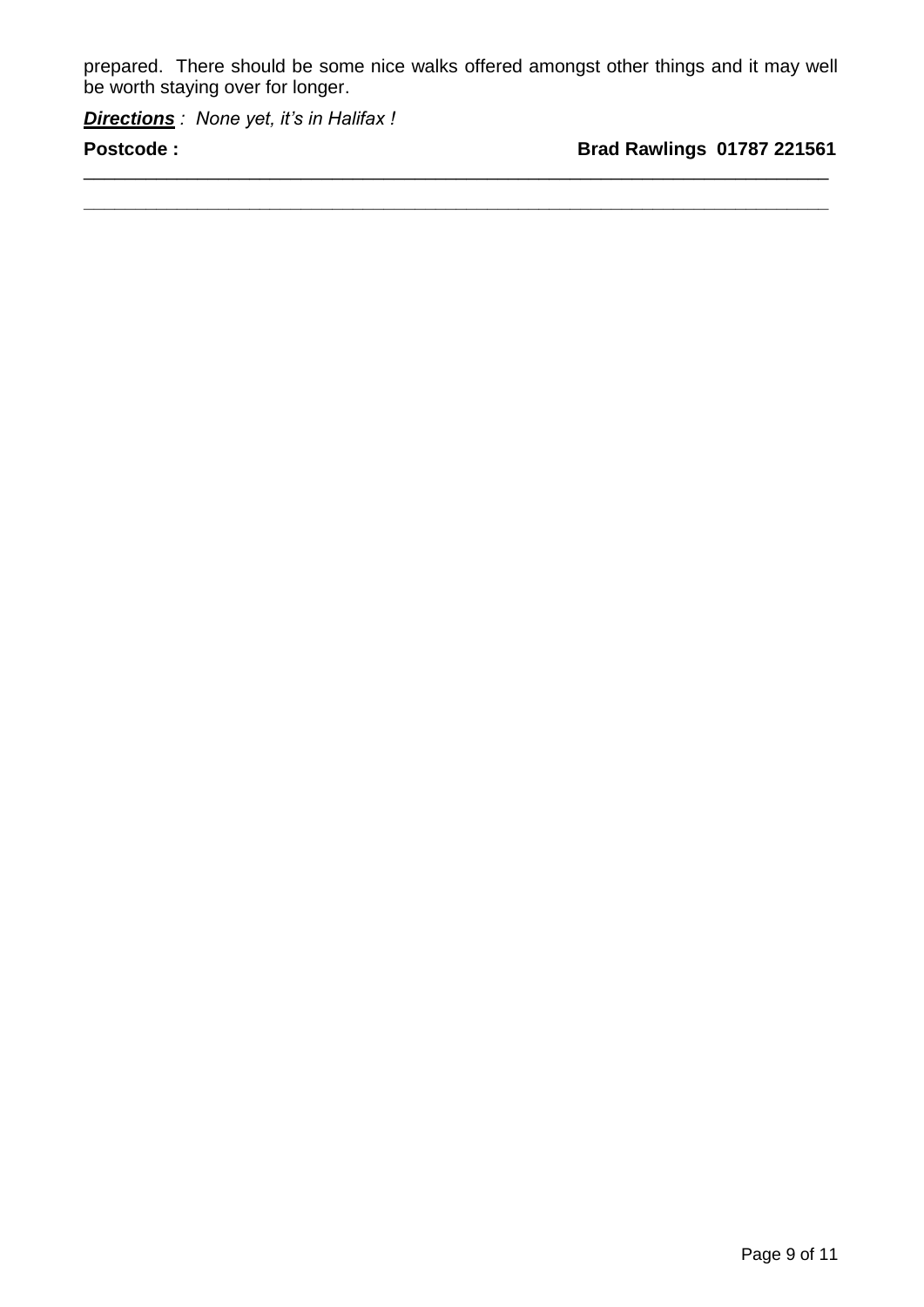prepared.  There should be some nice walks offered amongst other things and it may well be worth staying over for longer.

***Directions*** *:  None yet, it's in Halifax !*

**Postcode :** **Brad Rawlings  01787 221561**

---

---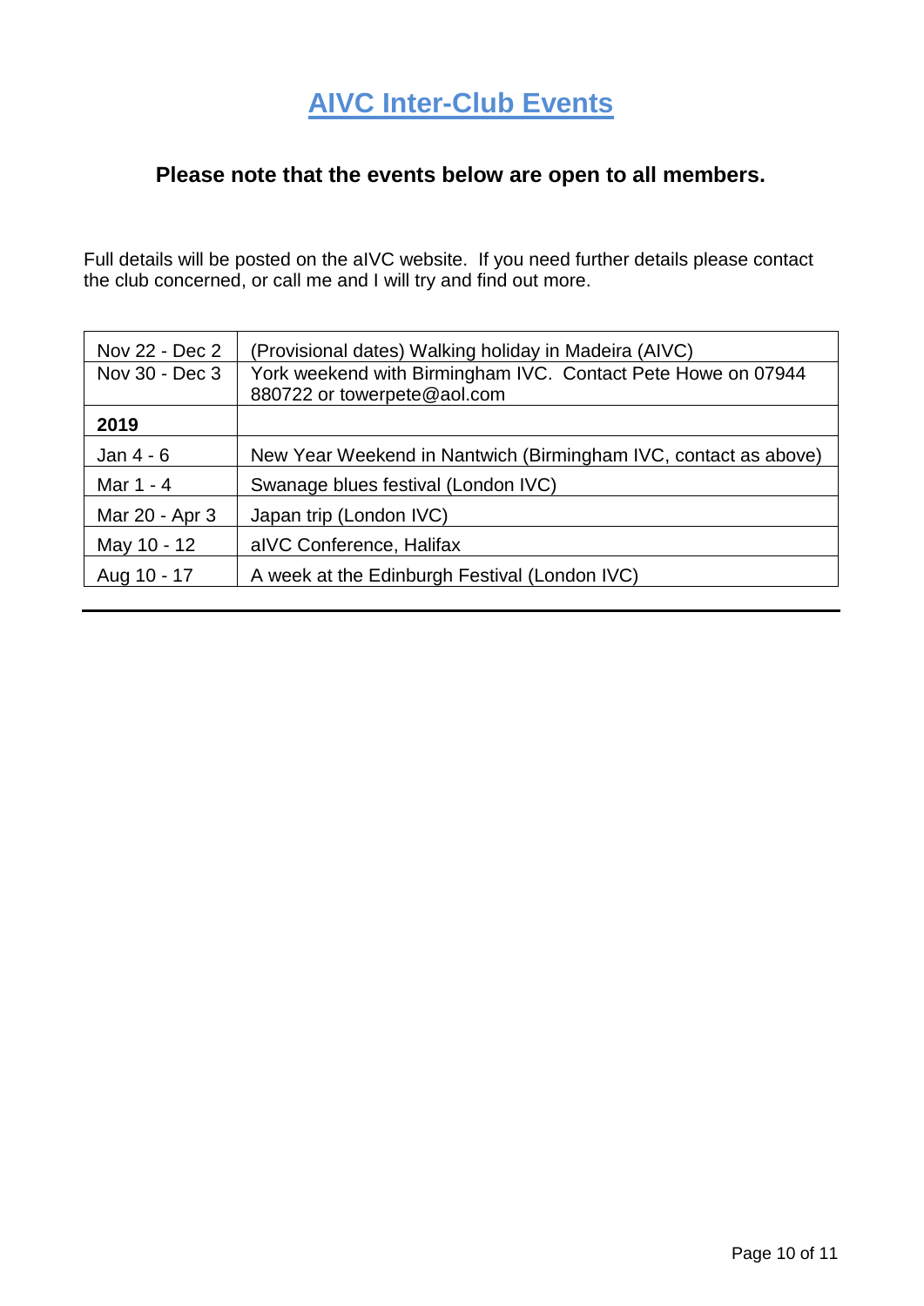# AIVC Inter-Club Events

**Please note that the events below are open to all members.**

Full details will be posted on the aIVC website. If you need further details please contact the club concerned, or call me and I will try and find out more.

| | |
|---|---|
| Nov 22 - Dec 2 | (Provisional dates) Walking holiday in Madeira (AIVC) |
| Nov 30 - Dec 3 | York weekend with Birmingham IVC. Contact Pete Howe on 07944 880722 or towerpete@aol.com |
| **2019** | |
| Jan 4 - 6 | New Year Weekend in Nantwich (Birmingham IVC, contact as above) |
| Mar 1 - 4 | Swanage blues festival (London IVC) |
| Mar 20 - Apr 3 | Japan trip (London IVC) |
| May 10 - 12 | aIVC Conference, Halifax |
| Aug 10 - 17 | A week at the Edinburgh Festival (London IVC) |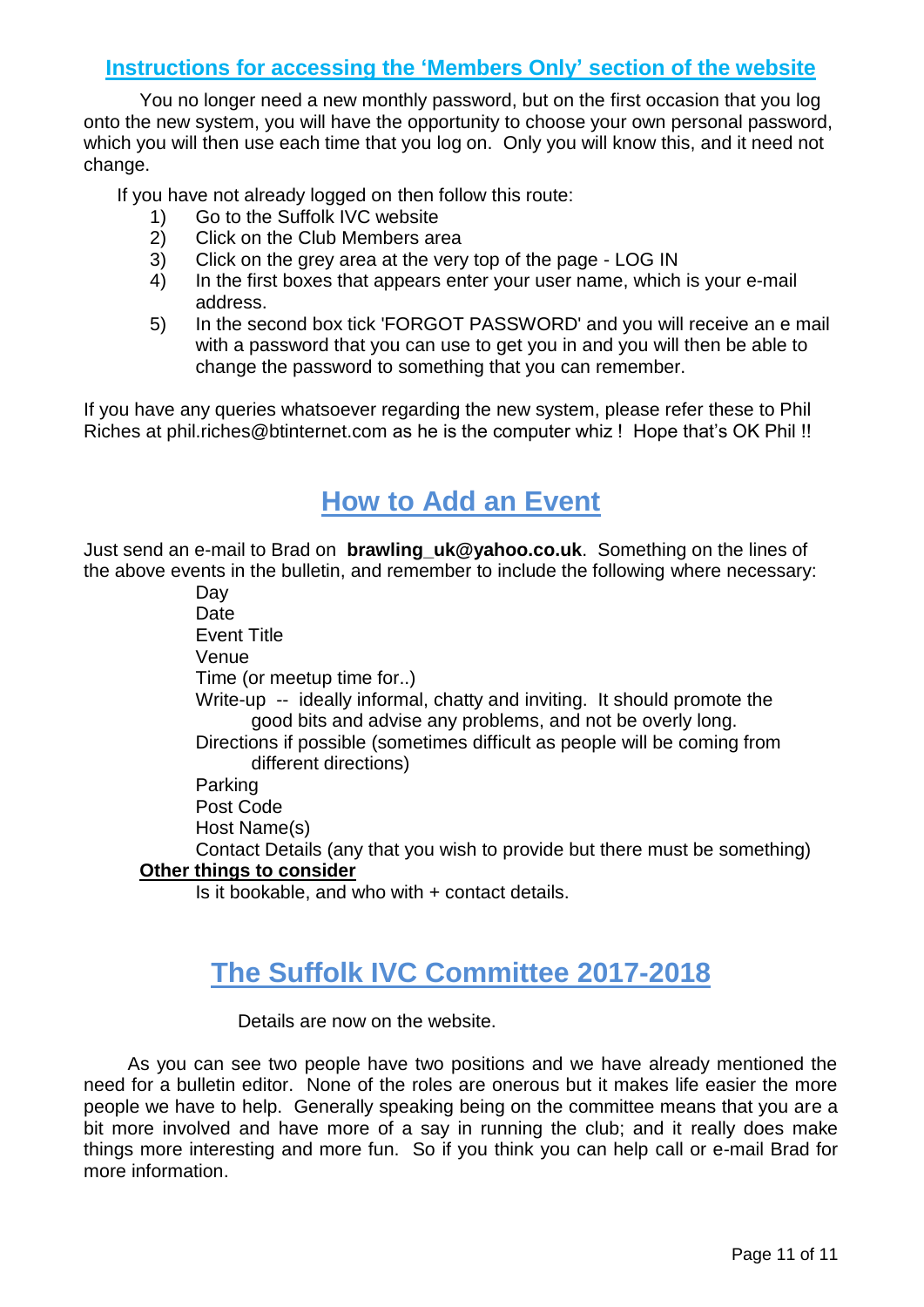## Instructions for accessing the 'Members Only' section of the website

You no longer need a new monthly password, but on the first occasion that you log onto the new system, you will have the opportunity to choose your own personal password, which you will then use each time that you log on. Only you will know this, and it need not change.

If you have not already logged on then follow this route:

1) Go to the Suffolk IVC website
2) Click on the Club Members area
3) Click on the grey area at the very top of the page - LOG IN
4) In the first boxes that appears enter your user name, which is your e-mail address.
5) In the second box tick 'FORGOT PASSWORD' and you will receive an e mail with a password that you can use to get you in and you will then be able to change the password to something that you can remember.

If you have any queries whatsoever regarding the new system, please refer these to Phil Riches at phil.riches@btinternet.com as he is the computer whiz ! Hope that's OK Phil !!

## How to Add an Event

Just send an e-mail to Brad on **brawling_uk@yahoo.co.uk**. Something on the lines of the above events in the bulletin, and remember to include the following where necessary:

Day
Date
Event Title
Venue
Time (or meetup time for..)
Write-up -- ideally informal, chatty and inviting. It should promote the good bits and advise any problems, and not be overly long.
Directions if possible (sometimes difficult as people will be coming from different directions)
Parking
Post Code
Host Name(s)
Contact Details (any that you wish to provide but there must be something)

**Other things to consider**

Is it bookable, and who with + contact details.

## The Suffolk IVC Committee 2017-2018

Details are now on the website.

As you can see two people have two positions and we have already mentioned the need for a bulletin editor. None of the roles are onerous but it makes life easier the more people we have to help. Generally speaking being on the committee means that you are a bit more involved and have more of a say in running the club; and it really does make things more interesting and more fun. So if you think you can help call or e-mail Brad for more information.